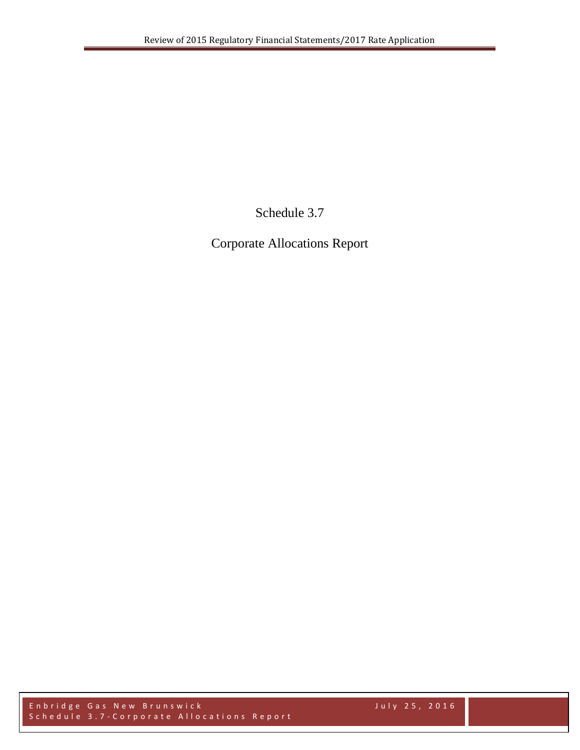# Schedule 3.7

## Corporate Allocations Report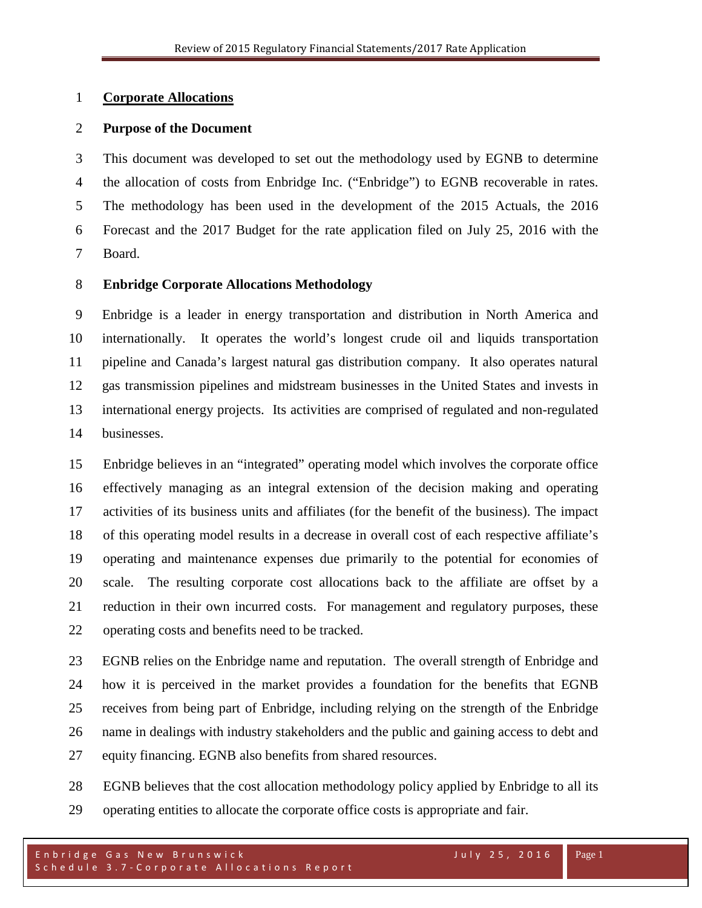## Corporate Allocations

### Purpose of the Document

This document was developed to set out the methodology used by EGNB to determine the allocation of costs from Enbridge Inc. ("Enbridge") to EGNB recoverable in rates. The methodology has been used in the development of the 2015 Actuals, the 2016 Forecast and the 2017 Budget for the rate application filed on July 25, 2016 with the Board.

### Enbridge Corporate Allocations Methodology

Enbridge is a leader in energy transportation and distribution in North America and internationally. It operates the world's longest crude oil and liquids transportation pipeline and Canada's largest natural gas distribution company. It also operates natural gas transmission pipelines and midstream businesses in the United States and invests in international energy projects. Its activities are comprised of regulated and non-regulated businesses.

Enbridge believes in an "integrated" operating model which involves the corporate office effectively managing as an integral extension of the decision making and operating activities of its business units and affiliates (for the benefit of the business). The impact of this operating model results in a decrease in overall cost of each respective affiliate's operating and maintenance expenses due primarily to the potential for economies of scale. The resulting corporate cost allocations back to the affiliate are offset by a reduction in their own incurred costs. For management and regulatory purposes, these operating costs and benefits need to be tracked.

EGNB relies on the Enbridge name and reputation. The overall strength of Enbridge and how it is perceived in the market provides a foundation for the benefits that EGNB receives from being part of Enbridge, including relying on the strength of the Enbridge name in dealings with industry stakeholders and the public and gaining access to debt and equity financing. EGNB also benefits from shared resources.

EGNB believes that the cost allocation methodology policy applied by Enbridge to all its operating entities to allocate the corporate office costs is appropriate and fair.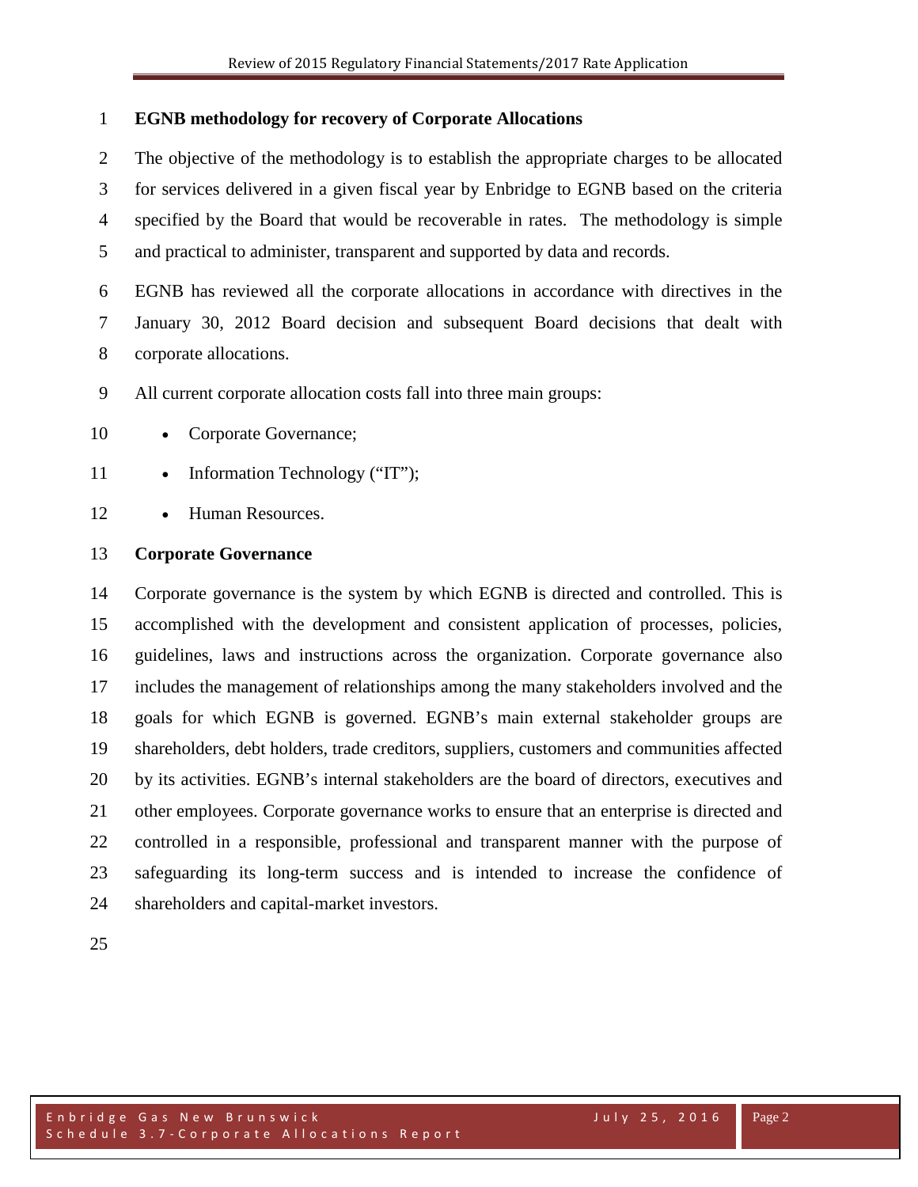**EGNB methodology for recovery of Corporate Allocations**

The objective of the methodology is to establish the appropriate charges to be allocated for services delivered in a given fiscal year by Enbridge to EGNB based on the criteria specified by the Board that would be recoverable in rates. The methodology is simple and practical to administer, transparent and supported by data and records.

EGNB has reviewed all the corporate allocations in accordance with directives in the January 30, 2012 Board decision and subsequent Board decisions that dealt with corporate allocations.

All current corporate allocation costs fall into three main groups:

- Corporate Governance;
- Information Technology ("IT");
- Human Resources.

**Corporate Governance**

Corporate governance is the system by which EGNB is directed and controlled. This is accomplished with the development and consistent application of processes, policies, guidelines, laws and instructions across the organization. Corporate governance also includes the management of relationships among the many stakeholders involved and the goals for which EGNB is governed. EGNB's main external stakeholder groups are shareholders, debt holders, trade creditors, suppliers, customers and communities affected by its activities. EGNB's internal stakeholders are the board of directors, executives and other employees. Corporate governance works to ensure that an enterprise is directed and controlled in a responsible, professional and transparent manner with the purpose of safeguarding its long-term success and is intended to increase the confidence of shareholders and capital-market investors.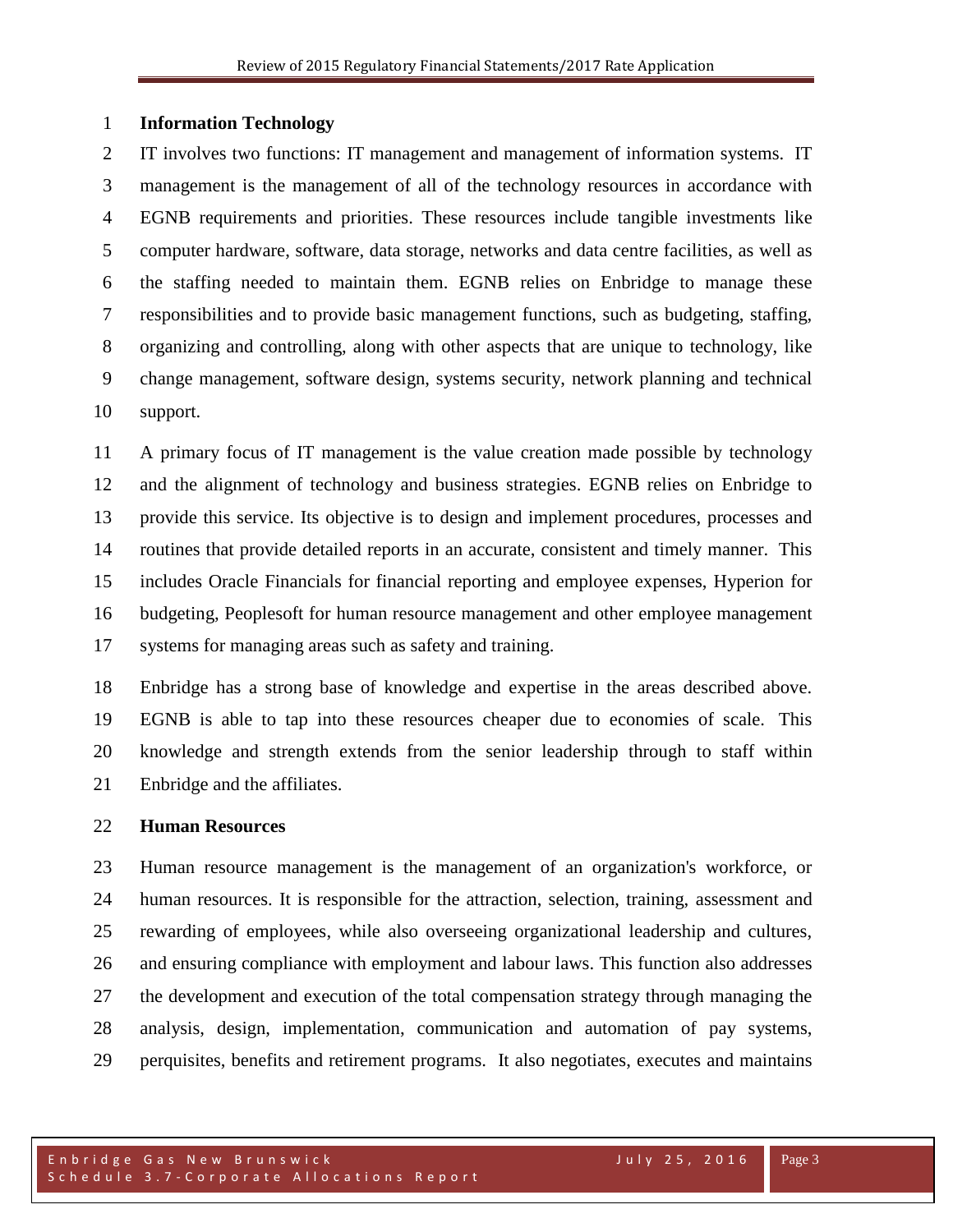**Information Technology**

IT involves two functions: IT management and management of information systems. IT management is the management of all of the technology resources in accordance with EGNB requirements and priorities. These resources include tangible investments like computer hardware, software, data storage, networks and data centre facilities, as well as the staffing needed to maintain them. EGNB relies on Enbridge to manage these responsibilities and to provide basic management functions, such as budgeting, staffing, organizing and controlling, along with other aspects that are unique to technology, like change management, software design, systems security, network planning and technical support.

A primary focus of IT management is the value creation made possible by technology and the alignment of technology and business strategies. EGNB relies on Enbridge to provide this service. Its objective is to design and implement procedures, processes and routines that provide detailed reports in an accurate, consistent and timely manner. This includes Oracle Financials for financial reporting and employee expenses, Hyperion for budgeting, Peoplesoft for human resource management and other employee management systems for managing areas such as safety and training.

Enbridge has a strong base of knowledge and expertise in the areas described above. EGNB is able to tap into these resources cheaper due to economies of scale. This knowledge and strength extends from the senior leadership through to staff within Enbridge and the affiliates.

**Human Resources**

Human resource management is the management of an organization's workforce, or human resources. It is responsible for the attraction, selection, training, assessment and rewarding of employees, while also overseeing organizational leadership and cultures, and ensuring compliance with employment and labour laws. This function also addresses the development and execution of the total compensation strategy through managing the analysis, design, implementation, communication and automation of pay systems, perquisites, benefits and retirement programs. It also negotiates, executes and maintains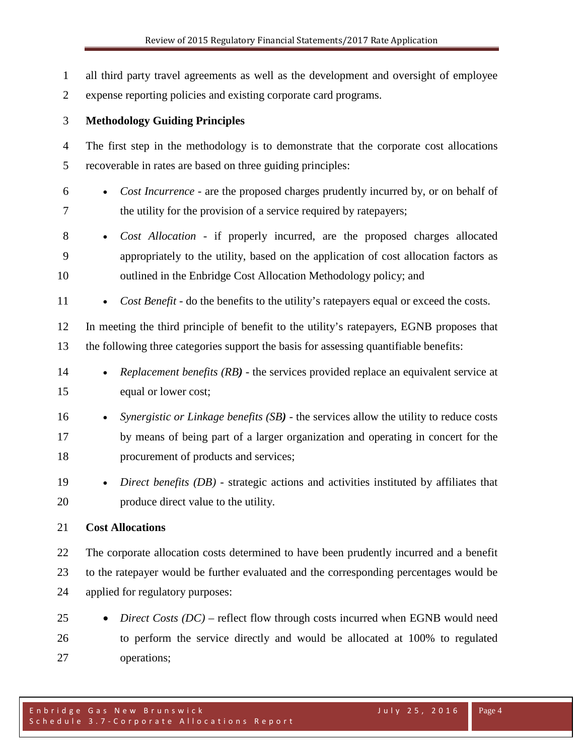all third party travel agreements as well as the development and oversight of employee expense reporting policies and existing corporate card programs.

**Methodology Guiding Principles**

The first step in the methodology is to demonstrate that the corporate cost allocations recoverable in rates are based on three guiding principles:

- *Cost Incurrence* - are the proposed charges prudently incurred by, or on behalf of the utility for the provision of a service required by ratepayers;
- *Cost Allocation* - if properly incurred, are the proposed charges allocated appropriately to the utility, based on the application of cost allocation factors as outlined in the Enbridge Cost Allocation Methodology policy; and
- *Cost Benefit* - do the benefits to the utility's ratepayers equal or exceed the costs.

In meeting the third principle of benefit to the utility's ratepayers, EGNB proposes that the following three categories support the basis for assessing quantifiable benefits:

- *Replacement benefits (RB)* - the services provided replace an equivalent service at equal or lower cost;
- *Synergistic or Linkage benefits (SB)* - the services allow the utility to reduce costs by means of being part of a larger organization and operating in concert for the procurement of products and services;
- *Direct benefits (DB)* - strategic actions and activities instituted by affiliates that produce direct value to the utility.

**Cost Allocations**

The corporate allocation costs determined to have been prudently incurred and a benefit to the ratepayer would be further evaluated and the corresponding percentages would be applied for regulatory purposes:

- *Direct Costs (DC)* – reflect flow through costs incurred when EGNB would need to perform the service directly and would be allocated at 100% to regulated operations;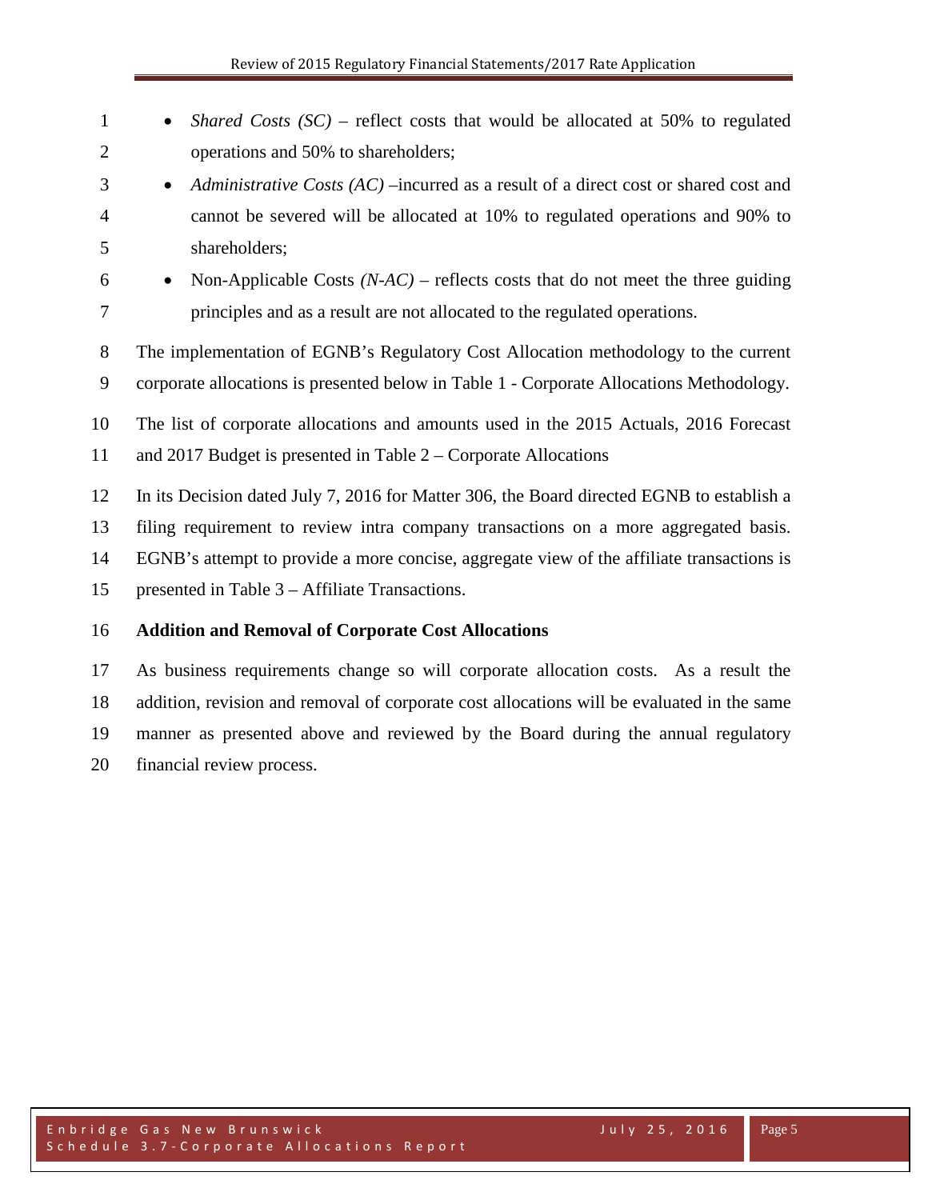- *Shared Costs (SC)* – reflect costs that would be allocated at 50% to regulated operations and 50% to shareholders;
- *Administrative Costs (AC)* –incurred as a result of a direct cost or shared cost and cannot be severed will be allocated at 10% to regulated operations and 90% to shareholders;
- Non-Applicable Costs *(N-AC)* – reflects costs that do not meet the three guiding principles and as a result are not allocated to the regulated operations.

The implementation of EGNB's Regulatory Cost Allocation methodology to the current corporate allocations is presented below in Table 1 - Corporate Allocations Methodology.

The list of corporate allocations and amounts used in the 2015 Actuals, 2016 Forecast and 2017 Budget is presented in Table 2 – Corporate Allocations

In its Decision dated July 7, 2016 for Matter 306, the Board directed EGNB to establish a filing requirement to review intra company transactions on a more aggregated basis. EGNB's attempt to provide a more concise, aggregate view of the affiliate transactions is presented in Table 3 – Affiliate Transactions.

**Addition and Removal of Corporate Cost Allocations**

As business requirements change so will corporate allocation costs. As a result the addition, revision and removal of corporate cost allocations will be evaluated in the same manner as presented above and reviewed by the Board during the annual regulatory financial review process.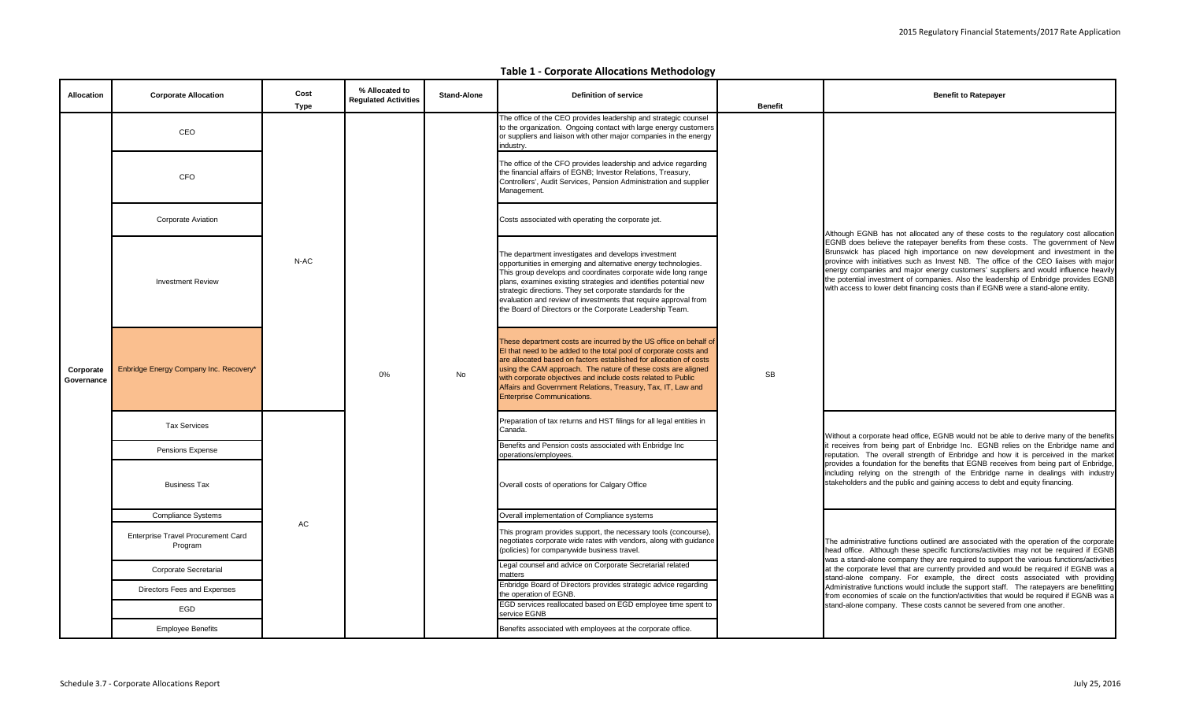# Table 1 - Corporate Allocations Methodology

| Allocation | Corporate Allocation | Cost Type | % Allocated to Regulated Activities | Stand-Alone | Definition of service | Benefit | Benefit to Ratepayer |
|---|---|---|---|---|---|---|---|
| Corporate Governance | CEO | N-AC | 0% | No | The office of the CEO provides leadership and strategic counsel to the organization. Ongoing contact with large energy customers or suppliers and liaison with other major companies in the energy industry. | SB | Although EGNB has not allocated any of these costs to the regulatory cost allocation EGNB does believe the ratepayer benefits from these costs. The government of New Brunswick has placed high importance on new development and investment in the province with initiatives such as Invest NB. The office of the CEO liaises with major energy companies and major energy customers' suppliers and would influence heavily the potential investment of companies. Also the leadership of Enbridge provides EGNB with access to lower debt financing costs than if EGNB were a stand-alone entity. |
| | CFO | | | | The office of the CFO provides leadership and advice regarding the financial affairs of EGNB; Investor Relations, Treasury, Controllers', Audit Services, Pension Administration and supplier Management. | | |
| | Corporate Aviation | | | | Costs associated with operating the corporate jet. | | |
| | Investment Review | | | | The department investigates and develops investment opportunities in emerging and alternative energy technologies. This group develops and coordinates corporate wide long range plans, examines existing strategies and identifies potential new strategic directions. They set corporate standards for the evaluation and review of investments that require approval from the Board of Directors or the Corporate Leadership Team. | | |
| | Enbridge Energy Company Inc. Recovery* | | | | These department costs are incurred by the US office on behalf of EI that need to be added to the total pool of corporate costs and are allocated based on factors established for allocation of costs using the CAM approach. The nature of these costs are aligned with corporate objectives and include costs related to Public Affairs and Government Relations, Treasury, Tax, IT, Law and Enterprise Communications. | | |
| | Tax Services | AC | | | Preparation of tax returns and HST filings for all legal entities in Canada. | | Without a corporate head office, EGNB would not be able to derive many of the benefits it receives from being part of Enbridge Inc. EGNB relies on the Enbridge name and reputation. The overall strength of Enbridge and how it is perceived in the market provides a foundation for the benefits that EGNB receives from being part of Enbridge, including relying on the strength of the Enbridge name in dealings with industry stakeholders and the public and gaining access to debt and equity financing. |
| | Pensions Expense | | | | Benefits and Pension costs associated with Enbridge Inc operations/employees. | | |
| | Business Tax | | | | Overall costs of operations for Calgary Office | | |
| | Compliance Systems | | | | Overall implementation of Compliance systems | | The administrative functions outlined are associated with the operation of the corporate head office. Although these specific functions/activities may not be required if EGNB was a stand-alone company they are required to support the various functions/activities at the corporate level that are currently provided and would be required if EGNB was a stand-alone company. For example, the direct costs associated with providing Administrative functions would include the support staff. The ratepayers are benefitting from economies of scale on the function/activities that would be required if EGNB was a stand-alone company. These costs cannot be severed from one another. |
| | Enterprise Travel Procurement Card Program | | | | This program provides support, the necessary tools (concourse), negotiates corporate wide rates with vendors, along with guidance (policies) for companywide business travel. | | |
| | Corporate Secretarial | | | | Legal counsel and advice on Corporate Secretarial related matters | | |
| | Directors Fees and Expenses | | | | Enbridge Board of Directors provides strategic advice regarding the operation of EGNB. | | |
| | EGD | | | | EGD services reallocated based on EGD employee time spent to service EGNB | | |
| | Employee Benefits | | | | Benefits associated with employees at the corporate office. | | |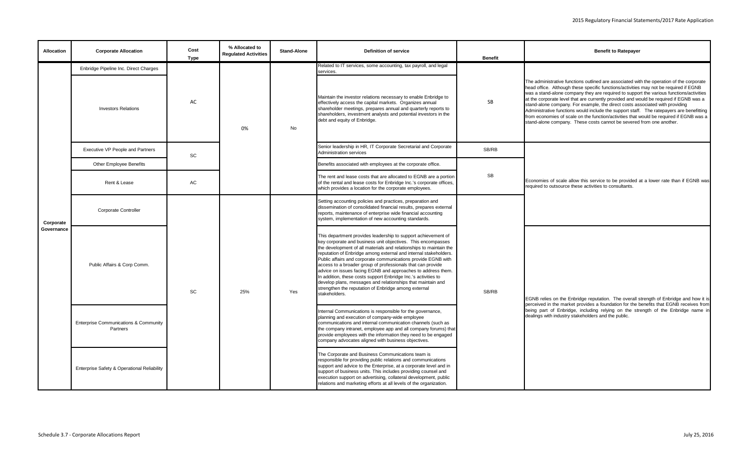| Allocation | Corporate Allocation | Cost Type | % Allocated to Regulated Activities | Stand-Alone | Definition of service | Benefit | Benefit to Ratepayer |
|---|---|---|---|---|---|---|---|
| Corporate Governance | Enbridge Pipeline Inc. Direct Charges | AC | 0% | No | Related to IT services, some accounting, tax payroll, and legal services. | SB | The administrative functions outlined are associated with the operation of the corporate head office. Although these specific functions/activities may not be required if EGNB was a stand-alone company they are required to support the various functions/activities at the corporate level that are currently provided and would be required if EGNB was a stand-alone company. For example, the direct costs associated with providing Administrative functions would include the support staff. The ratepayers are benefitting from economies of scale on the function/activities that would be required if EGNB was a stand-alone company. These costs cannot be severed from one another. |
| | Investors Relations | AC | | | Maintain the investor relations necessary to enable Enbridge to effectively access the capital markets. Organizes annual shareholder meetings, prepares annual and quarterly reports to shareholders, investment analysts and potential investors in the debt and equity of Enbridge. | SB | |
| | Executive VP People and Partners | SC | | | Senior leadership in HR, IT Corporate Secretarial and Corporate Administration services | SB/RB | Economies of scale allow this service to be provided at a lower rate than if EGNB was required to outsource these activities to consultants. |
| | Other Employee Benefits | SC | | | Benefits associated with employees at the corporate office. | SB | |
| | Rent & Lease | AC | | | The rent and lease costs that are allocated to EGNB are a portion of the rental and lease costs for Enbridge Inc.'s corporate offices, which provides a location for the corporate employees. | SB | |
| | Corporate Controller | SC | 25% | Yes | Setting accounting policies and practices, preparation and dissemination of consolidated financial results, prepares external reports, maintenance of enterprise wide financial accounting system, implementation of new accounting standards. | SB/RB | |
| | Public Affairs & Corp Comm. | SC | 25% | Yes | This department provides leadership to support achievement of key corporate and business unit objectives. This encompasses the development of all materials and relationships to maintain the reputation of Enbridge among external and internal stakeholders. Public affairs and corporate communications provide EGNB with access to a broader group of professionals that can provide advice on issues facing EGNB and approaches to address them. In addition, these costs support Enbridge Inc.'s activities to develop plans, messages and relationships that maintain and strengthen the reputation of Enbridge among external stakeholders. | SB/RB | EGNB relies on the Enbridge reputation. The overall strength of Enbridge and how it is perceived in the market provides a foundation for the benefits that EGNB receives from being part of Enbridge, including relying on the strength of the Enbridge name in dealings with industry stakeholders and the public. |
| | Enterprise Communications & Community Partners | SC | 25% | Yes | Internal Communications is responsible for the governance, planning and execution of company-wide employee communications and internal communication channels (such as the company intranet, employee app and all company forums) that provide employees with the information they need to be engaged company advocates aligned with business objectives. | SB/RB | |
| | Enterprise Safety & Operational Reliability | SC | 25% | Yes | The Corporate and Business Communications team is responsible for providing public relations and communications support and advice to the Enterprise, at a corporate level and in support of business units. This includes providing counsel and execution support on advertising, collateral development, public relations and marketing efforts at all levels of the organization. | SB/RB | |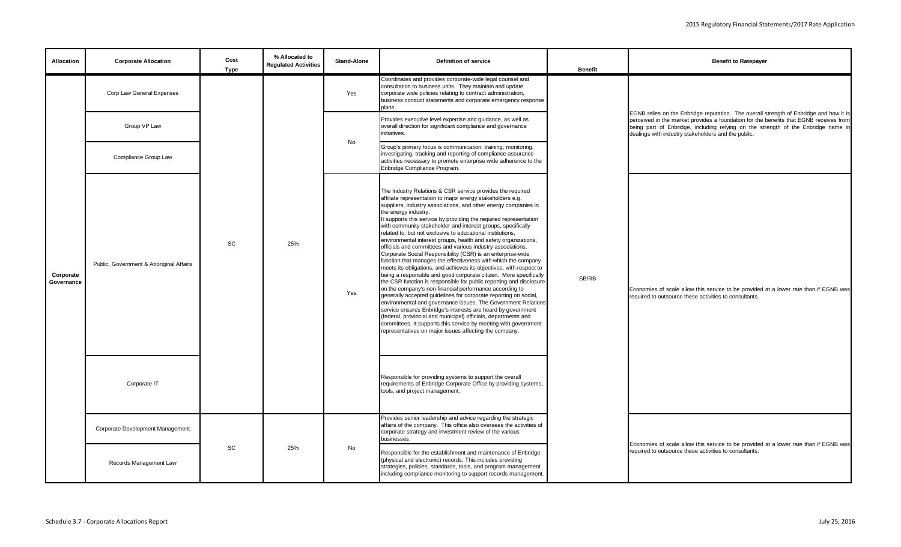| Allocation | Corporate Allocation | Cost Type | % Allocated to Regulated Activities | Stand-Alone | Definition of service | Benefit | Benefit to Ratepayer |
|---|---|---|---|---|---|---|---|
| Corporate Governance | Corp Law General Expenses | SC | 25% | Yes | Coordinates and provides corporate-wide legal counsel and consultation to business units. They maintain and update corporate wide policies relating to contract administration, business conduct statements and corporate emergency response plans. | SB/RB | EGNB relies on the Enbridge reputation. The overall strength of Enbridge and how it is perceived in the market provides a foundation for the benefits that EGNB receives from being part of Enbridge, including relying on the strength of the Enbridge name in dealings with industry stakeholders and the public. |
| | Group VP Law | | | No | Provides executive level expertise and guidance, as well as overall direction for significant compliance and governance initiatives. | | |
| | Compliance Group Law | | | | Group's primary focus is communication, training, monitoring, investigating, tracking and reporting of compliance assurance activities necessary to promote enterprise wide adherence to the Enbridge Compliance Program. | | |
| | Public, Government & Aboriginal Affairs | | | Yes | The Industry Relations & CSR service provides the required affiliate representation to major energy stakeholders e.g. suppliers, industry associations, and other energy companies in the energy industry.<br>It supports this service by providing the required representation with community stakeholder and interest groups, specifically related to, but not exclusive to educational institutions, environmental interest groups, health and safety organizations, officials and committees and various industry associations. Corporate Social Responsibility (CSR) is an enterprise-wide function that manages the effectiveness with which the company meets its obligations, and achieves its objectives, with respect to being a responsible and good corporate citizen. More specifically the CSR function is responsible for public reporting and disclosure on the company's non-financial performance according to generally accepted guidelines for corporate reporting on social, environmental and governance issues. The Government Relations service ensures Enbridge's interests are heard by government (federal, provincial and municipal) officials, departments and committees. It supports this service by meeting with government representatives on major issues affecting the company. | | Economies of scale allow this service to be provided at a lower rate than if EGNB was required to outsource these activities to consultants. |
| | Corporate IT | | | | Responsible for providing systems to support the overall requirements of Enbridge Corporate Office by providing systems, tools, and project management. | | |
| | Corporate Development Management | SC | 25% | No | Provides senior leadership and advice regarding the strategic affairs of the company. This office also oversees the activities of corporate strategy and investment review of the various businesses. | | Economies of scale allow this service to be provided at a lower rate than if EGNB was required to outsource these activities to consultants. |
| | Records Management Law | | | | Responsible for the establishment and maintenance of Enbridge (physical and electronic) records. This includes providing strategies, policies, standards, tools, and program management including compliance monitoring to support records management. | | |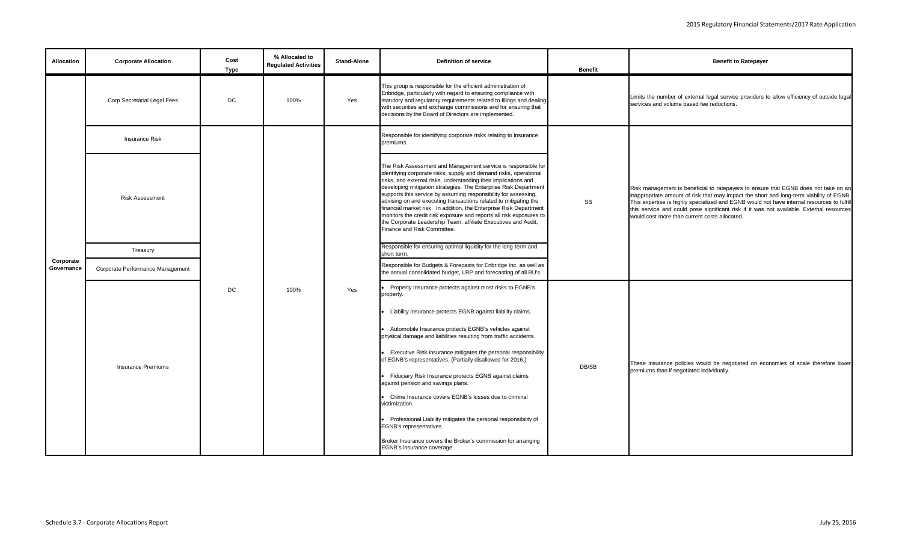| Allocation | Corporate Allocation | Cost Type | % Allocated to Regulated Activities | Stand-Alone | Definition of service | Benefit | Benefit to Ratepayer |
|---|---|---|---|---|---|---|---|
| Corporate Governance | Corp Secretarial Legal Fees | DC | 100% | Yes | This group is responsible for the efficient administration of Enbridge, particularly with regard to ensuring compliance with statutory and regulatory requirements related to filings and dealing with securities and exchange commissions and for ensuring that decisions by the Board of Directors are implemented. | | Limits the number of external legal service providers to allow efficiency of outside legal services and volume based fee reductions. |
| | Insurance Risk | DC | 100% | Yes | Responsible for identifying corporate risks relating to insurance premiums. | SB | Risk management is beneficial to ratepayers to ensure that EGNB does not take on an inappropriate amount of risk that may impact the short and long-term viability of EGNB. This expertise is highly specialized and EGNB would not have internal resources to fulfill this service and could pose significant risk if it was not available. External resources would cost more than current costs allocated. |
| | Risk Assessment | | | | The Risk Assessment and Management service is responsible for identifying corporate risks, supply and demand risks, operational risks, and external risks, understanding their implications and developing mitigation strategies. The Enterprise Risk Department supports this service by assuming responsibility for assessing, advising on and executing transactions related to mitigating the financial market risk. In addition, the Enterprise Risk Department monitors the credit risk exposure and reports all risk exposures to the Corporate Leadership Team, affiliate Executives and Audit, Finance and Risk Committee. | | |
| | Treasury | | | | Responsible for ensuring optimal liquidity for the long-term and short term. | | |
| | Corporate Performance Management | | | | Responsible for Budgets & Forecasts for Enbridge Inc. as well as the annual consolidated budget, LRP and forecasting of all BU's. | | |
| | Insurance Premiums | | | | • Property Insurance protects against most risks to EGNB's property.<br>• Liability Insurance protects EGNB against liability claims.<br>• Automobile Insurance protects EGNB's vehicles against physical damage and liabilities resulting from traffic accidents.<br>• Executive Risk insurance mitigates the personal responsibility of EGNB's representatives. (Partially disallowed for 2016.)<br>• Fiduciary Risk Insurance protects EGNB against claims against pension and savings plans.<br>• Crime Insurance covers EGNB's losses due to criminal victimization.<br>• Professional Liability mitigates the personal responsibility of EGNB's representatives.<br>Broker Insurance covers the Broker's commission for arranging EGNB's insurance coverage. | DB/SB | These insurance policies would be negotiated on economies of scale therefore lower premiums than if negotiated individually. |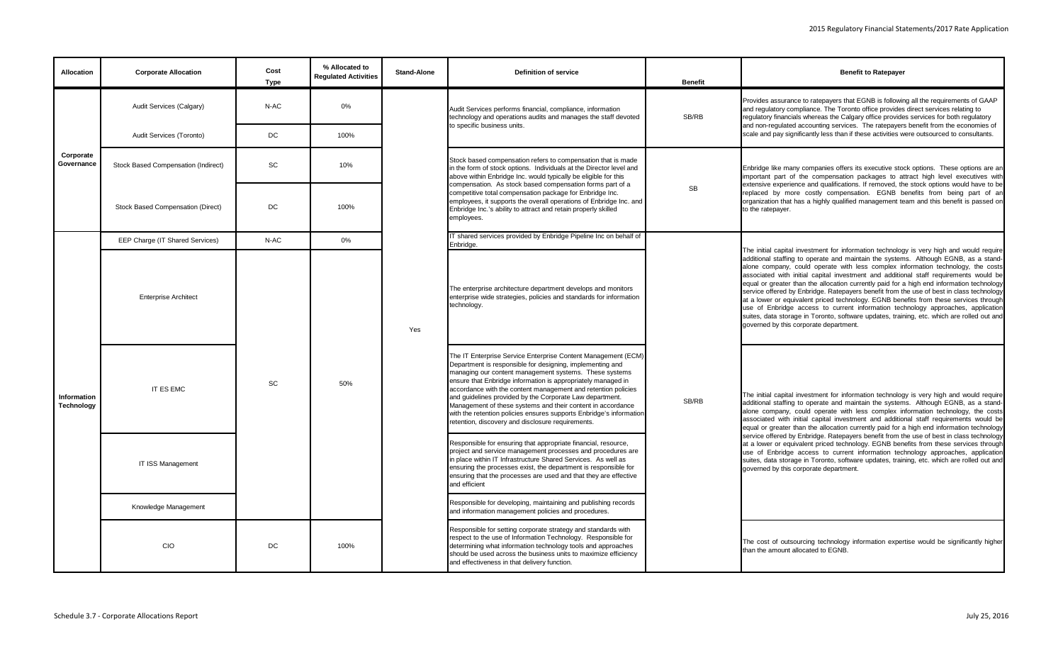| Allocation | Corporate Allocation | Cost Type | % Allocated to Regulated Activities | Stand-Alone | Definition of service | Benefit | Benefit to Ratepayer |
|---|---|---|---|---|---|---|---|
| Corporate Governance | Audit Services (Calgary) | N-AC | 0% | Yes | Audit Services performs financial, compliance, information technology and operations audits and manages the staff devoted to specific business units. | SB/RB | Provides assurance to ratepayers that EGNB is following all the requirements of GAAP and regulatory compliance. The Toronto office provides direct services relating to regulatory financials whereas the Calgary office provides services for both regulatory and non-regulated accounting services. The ratepayers benefit from the economies of scale and pay significantly less than if these activities were outsourced to consultants. |
| | Audit Services (Toronto) | DC | 100% | | | | |
| | Stock Based Compensation (Indirect) | SC | 10% | | Stock based compensation refers to compensation that is made in the form of stock options. Individuals at the Director level and above within Enbridge Inc. would typically be eligible for this compensation. As stock based compensation forms part of a competitive total compensation package for Enbridge Inc. employees, it supports the overall operations of Enbridge Inc. and Enbridge Inc.'s ability to attract and retain properly skilled employees. | SB | Enbridge like many companies offers its executive stock options. These options are an important part of the compensation packages to attract high level executives with extensive experience and qualifications. If removed, the stock options would have to be replaced by more costly compensation. EGNB benefits from being part of an organization that has a highly qualified management team and this benefit is passed on to the ratepayer. |
| | Stock Based Compensation (Direct) | DC | 100% | | | | |
| Information Technology | EEP Charge (IT Shared Services) | N-AC | 0% | | IT shared services provided by Enbridge Pipeline Inc on behalf of Enbridge. | SB/RB | The initial capital investment for information technology is very high and would require additional staffing to operate and maintain the systems. Although EGNB, as a stand-alone company, could operate with less complex information technology, the costs associated with initial capital investment and additional staff requirements would be equal or greater than the allocation currently paid for a high end information technology service offered by Enbridge. Ratepayers benefit from the use of best in class technology at a lower or equivalent priced technology. EGNB benefits from these services through use of Enbridge access to current information technology approaches, application suites, data storage in Toronto, software updates, training, etc. which are rolled out and governed by this corporate department. |
| | Enterprise Architect | SC | 50% | | The enterprise architecture department develops and monitors enterprise wide strategies, policies and standards for information technology. | | |
| | IT ES EMC | | | | The IT Enterprise Service Enterprise Content Management (ECM) Department is responsible for designing, implementing and managing our content management systems. These systems ensure that Enbridge information is appropriately managed in accordance with the content management and retention policies and guidelines provided by the Corporate Law department. Management of these systems and their content in accordance with the retention policies ensures supports Enbridge's information retention, discovery and disclosure requirements. | | The initial capital investment for information technology is very high and would require additional staffing to operate and maintain the systems. Although EGNB, as a stand-alone company, could operate with less complex information technology, the costs associated with initial capital investment and additional staff requirements would be equal or greater than the allocation currently paid for a high end information technology service offered by Enbridge. Ratepayers benefit from the use of best in class technology at a lower or equivalent priced technology. EGNB benefits from these services through use of Enbridge access to current information technology approaches, application suites, data storage in Toronto, software updates, training, etc. which are rolled out and governed by this corporate department. |
| | IT ISS Management | | | | Responsible for ensuring that appropriate financial, resource, project and service management processes and procedures are in place within IT Infrastructure Shared Services. As well as ensuring the processes exist, the department is responsible for ensuring that the processes are used and that they are effective and efficient | | |
| | Knowledge Management | | | | Responsible for developing, maintaining and publishing records and information management policies and procedures. | | |
| | CIO | DC | 100% | | Responsible for setting corporate strategy and standards with respect to the use of Information Technology. Responsible for determining what information technology tools and approaches should be used across the business units to maximize efficiency and effectiveness in that delivery function. | | The cost of outsourcing technology information expertise would be significantly higher than the amount allocated to EGNB. |

Schedule 3.7 - Corporate Allocations Report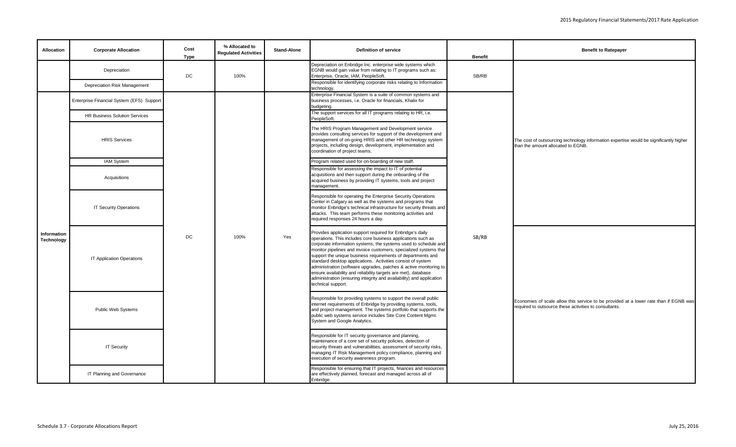| Allocation | Corporate Allocation | Cost Type | % Allocated to Regulated Activities | Stand-Alone | Definition of service | Benefit | Benefit to Ratepayer |
|---|---|---|---|---|---|---|---|
| | Depreciation | DC | 100% | | Depreciation on Enbridge Inc. enterprise wide systems which EGNB would gain value from relating to IT programs such as: Enterprise, Oracle, IAM, PeopleSoft. | SB/RB | The cost of outsourcing technology information expertise would be significantly higher than the amount allocated to EGNB. |
| | Depreciation Risk Management | | | | Responsible for identifying corporate risks relating to Information technology. | | |
| Information Technology | Enterprise Financial System (EFS) Support | DC | 100% | Yes | Enterprise Financial System is a suite of common systems and business processes, i.e. Oracle for financials, Khalix for budgeting. | SB/RB | |
| | HR Business Solution Services | | | | The support services for all IT programs relating to HR, i.e. PeopleSoft. | | |
| | HRIS Services | | | | The HRIS Program Management and Development service provides consulting services for support of the development and management of on-going HRIS and other HR technology system projects, including design, development, implementation and coordination of project teams. | | |
| | IAM System | | | | Program related used for on-boarding of new staff. | | |
| | Acquisitions | | | | Responsible for assessing the impact to IT of potential acquisitions and then support during the onboarding of the acquired business by providing IT systems, tools and project management. | | |
| | IT Security Operations | | | | Responsible for operating the Enterprise Security Operations Center in Calgary as well as the systems and programs that monitor Enbridge's technical infrastructure for security threats and attacks. This team performs these monitoring activities and required responses 24 hours a day. | | |
| | IT Application Operations | | | | Provides application support required for Enbridge's daily operations. This includes core business applications such as corporate information systems, the systems used to schedule and monitor pipelines and invoice customers, specialized systems that support the unique business requirements of departments and standard desktop applications. Activities consist of system administration (software upgrades, patches & active monitoring to ensure availability and reliability targets are met), database administration (ensuring integrity and availability) and application technical support. | | Economies of scale allow this service to be provided at a lower rate than if EGNB was required to outsource these activities to consultants. |
| | Public Web Systems | | | | Responsible for providing systems to support the overall public internet requirements of Enbridge by providing systems, tools, and project management. The systems portfolio that supports the public web systems service includes Site Core Content Mgmt. System and Google Analytics. | | |
| | IT Security | | | | Responsible for IT security governance and planning, maintenance of a core set of security policies, detection of security threats and vulnerabilities, assessment of security risks, managing IT Risk Management policy compliance, planning and execution of security awareness program. | | |
| | IT Planning and Governance | | | | Responsible for ensuring that IT projects, finances and resources are effectively planned, forecast and managed across all of Enbridge. | | |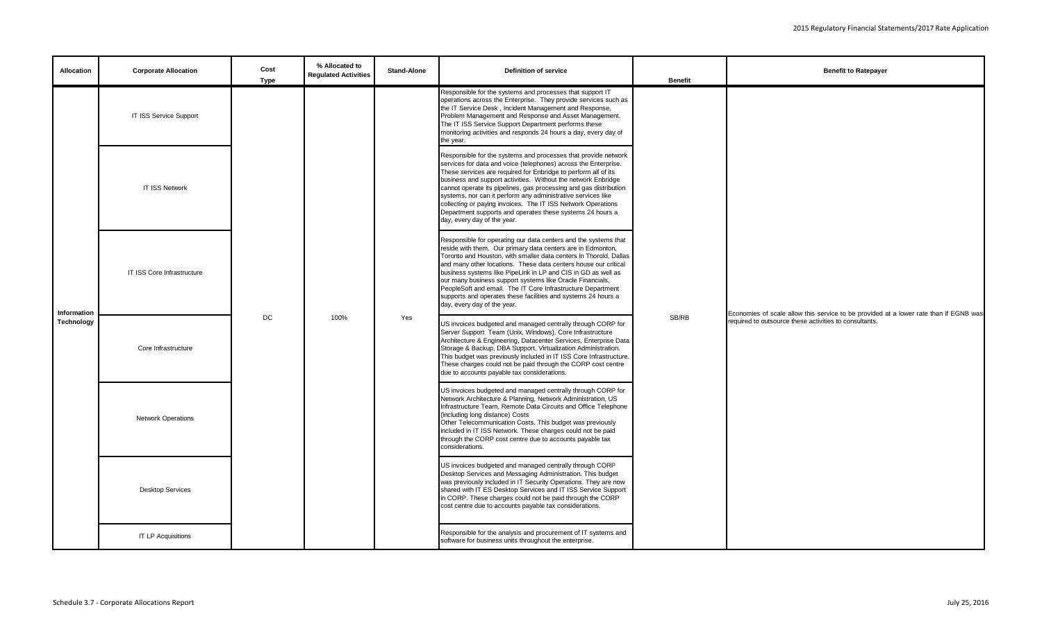| Allocation | Corporate Allocation | Cost Type | % Allocated to Regulated Activities | Stand-Alone | Definition of service | Benefit | Benefit to Ratepayer |
|---|---|---|---|---|---|---|---|
| Information Technology | IT ISS Service Support | DC | 100% | Yes | Responsible for the systems and processes that support IT operations across the Enterprise. They provide services such as the IT Service Desk , Incident Management and Response, Problem Management and Response and Asset Management. The IT ISS Service Support Department performs these monitoring activities and responds 24 hours a day, every day of the year. | SB/RB | Economies of scale allow this service to be provided at a lower rate than if EGNB was required to outsource these activities to consultants. |
| | IT ISS Network | | | | Responsible for the systems and processes that provide network services for data and voice (telephones) across the Enterprise. These services are required for Enbridge to perform all of its business and support activities. Without the network Enbridge cannot operate its pipelines, gas processing and gas distribution systems, nor can it perform any administrative services like collecting or paying invoices. The IT ISS Network Operations Department supports and operates these systems 24 hours a day, every day of the year. | | |
| | IT ISS Core Infrastructure | | | | Responsible for operating our data centers and the systems that reside with them. Our primary data centers are in Edmonton, Toronto and Houston, with smaller data centers in Thorold, Dallas and many other locations. These data centers house our critical business systems like PipeLink in LP and CIS in GD as well as our many business support systems like Oracle Financials, PeopleSoft and email. The IT Core Infrastructure Department supports and operates these facilities and systems 24 hours a day, every day of the year. | | |
| | Core Infrastructure | | | | US invoices budgeted and managed centrally through CORP for Server Support Team (Unix, Windows), Core Infrastructure Architecture & Engineering, Datacenter Services, Enterprise Data Storage & Backup, DBA Support, Virtualization Administration. This budget was previously included in IT ISS Core Infrastructure. These charges could not be paid through the CORP cost centre due to accounts payable tax considerations. | | |
| | Network Operations | | | | US invoices budgeted and managed centrally through CORP for Network Architecture & Planning, Network Administration, US Infrastructure Team, Remote Data Circuits and Office Telephone (including long distance) Costs Other Telecommunication Costs. This budget was previously included in IT ISS Network. These charges could not be paid through the CORP cost centre due to accounts payable tax considerations. | | |
| | Desktop Services | | | | US invoices budgeted and managed centrally through CORP Desktop Services and Messaging Administration. This budget was previously included in IT Security Operations. They are now shared with IT ES Desktop Services and IT ISS Service Support in CORP. These charges could not be paid through the CORP cost centre due to accounts payable tax considerations. | | |
| | IT LP Acquisitions | | | | Responsible for the analysis and procurement of IT systems and software for business units throughout the enterprise. | | |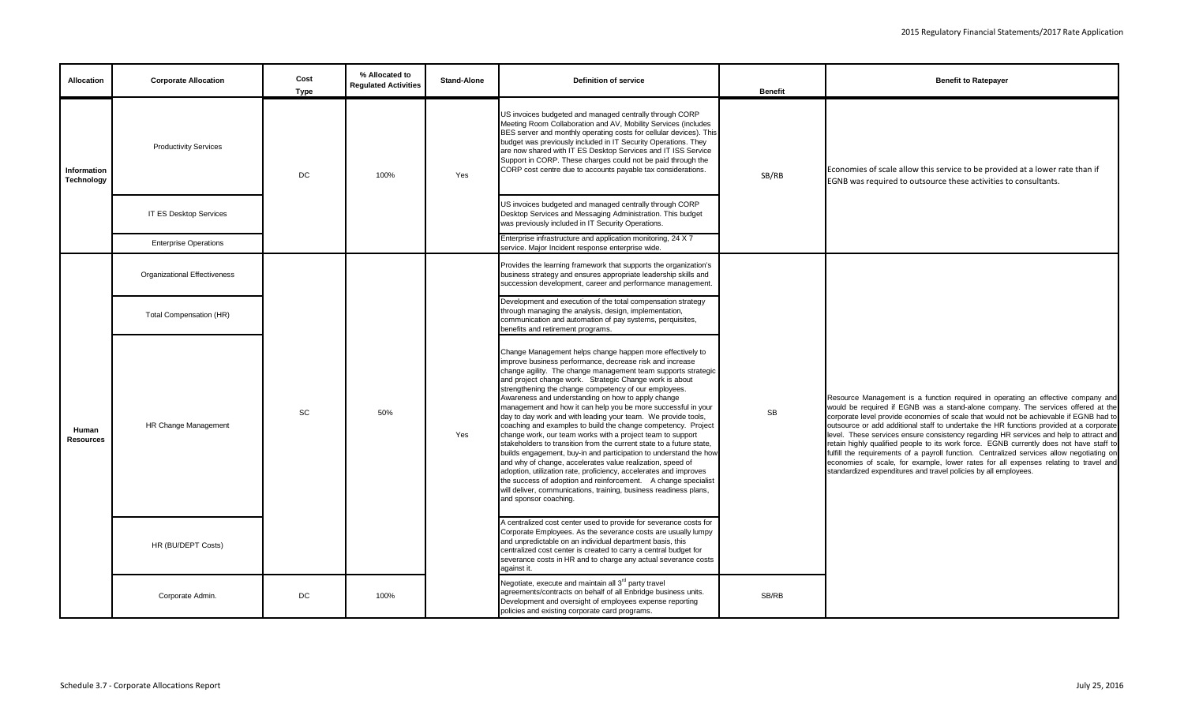| Allocation | Corporate Allocation | Cost Type | % Allocated to Regulated Activities | Stand-Alone | Definition of service | Benefit | Benefit to Ratepayer |
|---|---|---|---|---|---|---|---|
| Information Technology | Productivity Services | DC | 100% | Yes | US invoices budgeted and managed centrally through CORP Meeting Room Collaboration and AV, Mobility Services (includes BES server and monthly operating costs for cellular devices). This budget was previously included in IT Security Operations. They are now shared with IT ES Desktop Services and IT ISS Service Support in CORP. These charges could not be paid through the CORP cost centre due to accounts payable tax considerations. | SB/RB | Economies of scale allow this service to be provided at a lower rate than if EGNB was required to outsource these activities to consultants. |
| | IT ES Desktop Services | | | | US invoices budgeted and managed centrally through CORP Desktop Services and Messaging Administration. This budget was previously included in IT Security Operations. | | |
| | Enterprise Operations | | | | Enterprise infrastructure and application monitoring, 24 X 7 service. Major Incident response enterprise wide. | | |
| Human Resources | Organizational Effectiveness | SC | 50% | Yes | Provides the learning framework that supports the organization's business strategy and ensures appropriate leadership skills and succession development, career and performance management. | SB | Resource Management is a function required in operating an effective company and would be required if EGNB was a stand-alone company. The services offered at the corporate level provide economies of scale that would not be achievable if EGNB had to outsource or add additional staff to undertake the HR functions provided at a corporate level. These services ensure consistency regarding HR services and help to attract and retain highly qualified people to its work force. EGNB currently does not have staff to fulfill the requirements of a payroll function. Centralized services allow negotiating on economies of scale, for example, lower rates for all expenses relating to travel and standardized expenditures and travel policies by all employees. |
| | Total Compensation (HR) | | | | Development and execution of the total compensation strategy through managing the analysis, design, implementation, communication and automation of pay systems, perquisites, benefits and retirement programs. | | |
| | HR Change Management | | | | Change Management helps change happen more effectively to improve business performance, decrease risk and increase change agility. The change management team supports strategic and project change work. Strategic Change work is about strengthening the change competency of our employees. Awareness and understanding on how to apply change management and how it can help you be more successful in your day to day work and with leading your team. We provide tools, coaching and examples to build the change competency. Project change work, our team works with a project team to support stakeholders to transition from the current state to a future state, builds engagement, buy-in and participation to understand the how and why of change, accelerates value realization, speed of adoption, utilization rate, proficiency, accelerates and improves the success of adoption and reinforcement. A change specialist will deliver, communications, training, business readiness plans, and sponsor coaching. | | |
| | HR (BU/DEPT Costs) | | | | A centralized cost center used to provide for severance costs for Corporate Employees. As the severance costs are usually lumpy and unpredictable on an individual department basis, this centralized cost center is created to carry a central budget for severance costs in HR and to charge any actual severance costs against it. | | |
| | Corporate Admin. | DC | 100% | | Negotiate, execute and maintain all 3rd party travel agreements/contracts on behalf of all Enbridge business units. Development and oversight of employees expense reporting policies and existing corporate card programs. | SB/RB | |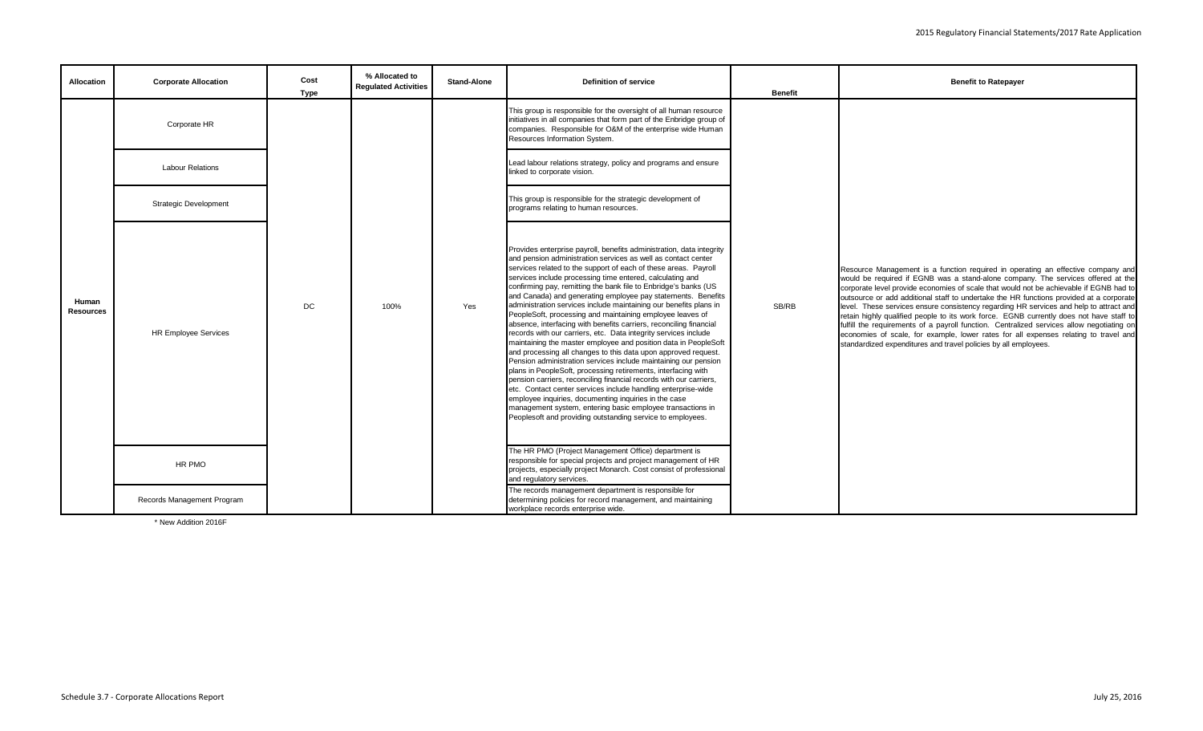| Allocation | Corporate Allocation | Cost Type | % Allocated to Regulated Activities | Stand-Alone | Definition of service | Benefit | Benefit to Ratepayer |
|---|---|---|---|---|---|---|---|
| Human Resources | Corporate HR | DC | 100% | Yes | This group is responsible for the oversight of all human resource initiatives in all companies that form part of the Enbridge group of companies. Responsible for O&M of the enterprise wide Human Resources Information System. | SB/RB | Resource Management is a function required in operating an effective company and would be required if EGNB was a stand-alone company. The services offered at the corporate level provide economies of scale that would not be achievable if EGNB had to outsource or add additional staff to undertake the HR functions provided at a corporate level. These services ensure consistency regarding HR services and help to attract and retain highly qualified people to its work force. EGNB currently does not have staff to fulfill the requirements of a payroll function. Centralized services allow negotiating on economies of scale, for example, lower rates for all expenses relating to travel and standardized expenditures and travel policies by all employees. |
| | Labour Relations | | | | Lead labour relations strategy, policy and programs and ensure linked to corporate vision. | | |
| | Strategic Development | | | | This group is responsible for the strategic development of programs relating to human resources. | | |
| | HR Employee Services | | | | Provides enterprise payroll, benefits administration, data integrity and pension administration services as well as contact center services related to the support of each of these areas. Payroll services include processing time entered, calculating and confirming pay, remitting the bank file to Enbridge's banks (US and Canada) and generating employee pay statements. Benefits administration services include maintaining our benefits plans in PeopleSoft, processing and maintaining employee leaves of absence, interfacing with benefits carriers, reconciling financial records with our carriers, etc. Data integrity services include maintaining the master employee and position data in PeopleSoft and processing all changes to this data upon approved request. Pension administration services include maintaining our pension plans in PeopleSoft, processing retirements, interfacing with pension carriers, reconciling financial records with our carriers, etc. Contact center services include handling enterprise-wide employee inquiries, documenting inquiries in the case management system, entering basic employee transactions in Peoplesoft and providing outstanding service to employees. | | |
| | HR PMO | | | | The HR PMO (Project Management Office) department is responsible for special projects and project management of HR projects, especially project Monarch. Cost consist of professional and regulatory services. | | |
| | Records Management Program | | | | The records management department is responsible for determining policies for record management, and maintaining workplace records enterprise wide. | | |

\* New Addition 2016F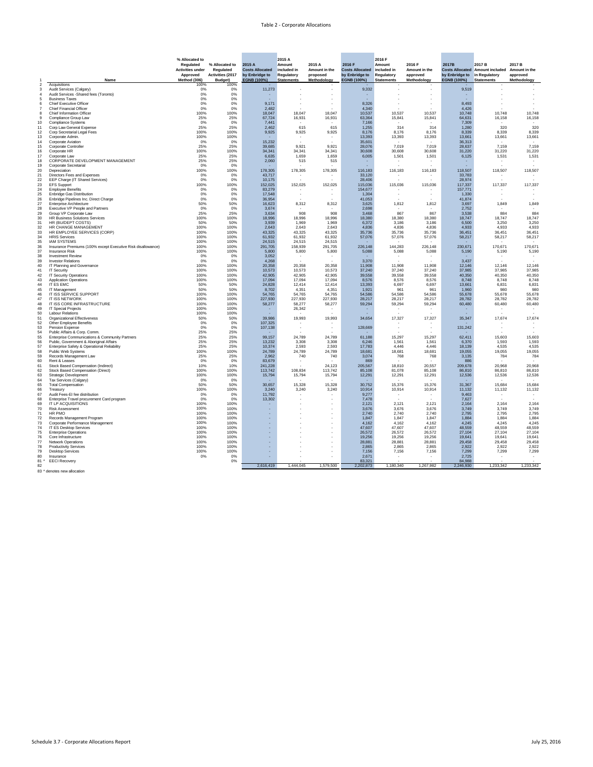# Table 2 - Corporate Allocations

| 1 | Name | % Allocated to Regulated Activities under Approved Method (306) | % Allocated to Regulated Activities (2017 Budget) | 2015 A Costs Allocated by Enbridge to EGNB (100%) | 2015 A Amount included in Regulatory Statements | 2015 A Amount in the proposed Methodology | 2016 F Costs Allocated by Enbridge to EGNB (100%) | 2016 F Amount included in Regulatory Statements | 2016 F Amount in the approved Methodology | 2017B Costs Allocated by Enbridge to EGNB (100%) | 2017 B Amount included in Regulatory Statements | 2017 B Amount in the approved Methodology |
|---|---|---|---|---|---|---|---|---|---|---|---|---|
| 2 | Acquisitions | 100% | 100% | - | - | - | - | - | - | - | - | - |
| 3 | Audit Services (Calgary) | 0% | 0% | 11,273 | - | - | 9,332 | - | - | 9,519 | - | - |
| 4 | Audit Services -Shared fees (Toronto) | 0% | 0% | - | - | - | - | - | - | - | - | - |
| 5 | Business Taxes | 0% | 0% | - | - | - | - | - | - | - | - | - |
| 6 | Chief Executive Officer | 0% | 0% | 9,171 | - | - | 8,326 | - | - | 8,493 | - | - |
| 7 | Chief Financial Officer | 0% | 0% | 2,482 | - | - | 4,340 | - | - | 4,426 | - | - |
| 8 | Chief Information Officer | 100% | 100% | 18,047 | 18,047 | 18,047 | 10,537 | 10,537 | 10,537 | 10,748 | 10,748 | 10,748 |
| 9 | Compliance Group Law | 25% | 25% | 67,724 | 16,931 | 16,931 | 63,364 | 15,841 | 15,841 | 64,631 | 16,158 | 16,158 |
| 10 | Compliance Systems | 0% | 0% | 7,441 | - | - | 7,166 | - | - | 7,309 | - | - |
| 11 | Corp Law General Expense | 25% | 25% | 2,462 | 615 | 615 | 1,255 | 314 | 314 | 1,280 | 320 | 320 |
| 12 | Corp Secretarial Legal Fees | 100% | 100% | 9,925 | 9,925 | 9,925 | 8,176 | 8,176 | 8,176 | 8,339 | 8,339 | 8,339 |
| 13 | Corporate Admin. | 100% | 100% | - | - | - | 13,393 | 13,393 | 13,393 | 13,661 | 13,661 | 13,661 |
| 14 | Corporate Aviation | 0% | 0% | 15,232 | - | - | 35,601 | - | - | 36,313 | - | - |
| 15 | Corporate Controller | 25% | 25% | 39,685 | 9,921 | 9,921 | 28,076 | 7,019 | 7,019 | 28,637 | 7,159 | 7,159 |
| 16 | Corporate HR | 100% | 100% | 34,341 | 34,341 | 34,341 | 30,608 | 30,608 | 30,608 | 31,220 | 31,220 | 31,220 |
| 17 | Corporate Law | 25% | 25% | 6,635 | 1,659 | 1,659 | 6,005 | 1,501 | 1,501 | 6,125 | 1,531 | 1,531 |
| 18 | CORPORATE DEVELOPMENT MANAGEMENT | 25% | 25% | 2,060 | 515 | 515 | - | - | - | - | - | - |
| 19 | Corporate Secretarial | 0% | 0% | - | - | - | - | - | - | - | - | - |
| 20 | Depreciation | 100% | 100% | 178,305 | 178,305 | 178,305 | 116,183 | 116,183 | 116,183 | 118,507 | 118,507 | 118,507 |
| 21 | Directors Fees and Expenses | 0% | 0% | 43,717 | - | - | 33,120 | - | - | 33,783 | - | - |
| 22 | EEP Charge (IT Shared Services) | 0% | 0% | 10,175 | - | - | 28,406 | - | - | 28,974 | - | - |
| 23 | EFS Support | 100% | 100% | 152,025 | 152,025 | 152,025 | 115,036 | 115,036 | 115,036 | 117,337 | 117,337 | 117,337 |
| 24 | Employee Benefits | 0% | 0% | 83,279 | - | - | 154,677 | - | - | 157,771 | - | - |
| 25 | Enbridge Gas Distribution | 0% | 0% | 17,548 | - | - | 1,304 | - | - | 1,330 | - | - |
| 26 | Enbridge Pipelines Inc. Direct Charge | 0% | 0% | 36,954 | - | - | 41,053 | - | - | 41,874 | - | - |
| 27 | Enterprise Architecture | 50% | 50% | 16,623 | 8,312 | 8,312 | 3,625 | 1,812 | 1,812 | 3,697 | 1,849 | 1,849 |
| 28 | Executive VP People and Partners | 0% | 0% | 3,674 | - | - | 2,698 | - | - | 2,752 | - | - |
| 29 | Group VP Corporate Law | 25% | 25% | 3,634 | 908 | 908 | 3,468 | 867 | 867 | 3,538 | 884 | 884 |
| 30 | HR Business Solutions Services | 100% | 100% | 18,996 | 18,996 | 18,996 | 18,380 | 18,380 | 18,380 | 18,747 | 18,747 | 18,747 |
| 31 | HR (BUDEPT COSTS) | 50% | 50% | 3,939 | 1,969 | 1,969 | 6,372 | 3,186 | 3,186 | 6,500 | 3,250 | 3,250 |
| 32 | HR CHANGE MANAGEMENT | 100% | 100% | 2,643 | 2,643 | 2,643 | 4,836 | 4,836 | 4,836 | 4,933 | 4,933 | 4,933 |
| 33 | HR EMPLOYEE SERVICES (CORP) | 100% | 100% | 43,325 | 43,325 | 43,325 | 35,736 | 35,736 | 35,736 | 36,451 | 36,451 | 36,451 |
| 34 | HRIS Services | 100% | 100% | 61,932 | 61,932 | 61,932 | 57,076 | 57,076 | 57,076 | 58,217 | 58,217 | 58,217 |
| 35 | IAM SYSTEMS | 100% | 100% | 24,515 | 24,515 | 24,515 | - | - | - | - | - | - |
| 36 | Insurance Premiums (100% except Executive Risk disallowance) | 100% | 100% | 291,705 | 158,939 | 291,705 | 226,148 | 144,283 | 226,148 | 230,671 | 170,671 | 170,671 |
| 37 | Insurance Risk | 100% | 100% | 5,800 | 5,800 | 5,800 | 5,088 | 5,088 | 5,088 | 5,190 | 5,190 | 5,190 |
| 38 | Investment Review | 0% | 0% | 3,052 | - | - | - | - | - | - | - | - |
| 39 | Investor Relations | 0% | 0% | 4,268 | - | - | 3,370 | - | - | 3,437 | - | - |
| 40 | IT Planning and Governance | 100% | 100% | 20,358 | 20,358 | 20,358 | 11,908 | 11,908 | 11,908 | 12,146 | 12,146 | 12,146 |
| 41 | IT Security | 100% | 100% | 10,573 | 10,573 | 10,573 | 37,240 | 37,240 | 37,240 | 37,985 | 37,985 | 37,985 |
| 42 | IT Security Operations | 100% | 100% | 42,905 | 42,905 | 42,905 | 39,558 | 39,558 | 39,558 | 40,350 | 40,350 | 40,350 |
| 43 | Application Operations | 100% | 100% | 17,094 | 17,094 | 17,094 | 8,576 | 8,576 | 8,576 | 8,748 | 8,748 | 8,748 |
| 44 | IT ES EMC | 50% | 50% | 24,828 | 12,414 | 12,414 | 13,393 | 6,697 | 6,697 | 13,661 | 6,831 | 6,831 |
| 45 | IT Management | 50% | 50% | 8,702 | 4,351 | 4,351 | 1,921 | 961 | 961 | 1,960 | 980 | 980 |
| 46 | IT ISS SERVICE SUPPORT | 100% | 100% | 54,765 | 54,765 | 54,765 | 54,586 | 54,586 | 54,586 | 55,678 | 55,678 | 55,678 |
| 47 | IT ISS NETWORK | 100% | 100% | 227,930 | 227,930 | 227,930 | 28,217 | 28,217 | 28,217 | 28,782 | 28,782 | 28,782 |
| 48 | IT ISS CORE INFRASTRUCTURE | 100% | 100% | 58,277 | 58,277 | 58,277 | 59,294 | 59,294 | 59,294 | 60,480 | 60,480 | 60,480 |
| 49 | IT Special Projects | 100% | 100% | - | 26,342 | - | - | - | - | - | - | - |
| 50 | Labour Relations | 100% | 100% | - | - | - | - | - | - | - | - | - |
| 51 | Organizational Effectiveness | 50% | 50% | 39,986 | 19,993 | 19,993 | 34,654 | 17,327 | 17,327 | 35,347 | 17,674 | 17,674 |
| 52 | Other Employee Benefits | 0% | 0% | 107,325 | - | - | - | - | - | - | - | - |
| 53 | Pension Expense | 0% | 0% | 107,138 | - | - | 128,669 | - | - | 131,242 | - | - |
| 54 | Public Affairs & Corp. Comm. | 25% | 25% | - | - | - | - | - | - | - | - | - |
| 55 | Enterprise Communications & Community Partners | 25% | 25% | 99,157 | 24,789 | 24,789 | 61,188 | 15,297 | 15,297 | 62,411 | 15,603 | 15,603 |
| 56 | Public, Government & Aboriginal Affairs | 25% | 25% | 13,232 | 3,308 | 3,308 | 6,246 | 1,561 | 1,561 | 6,370 | 1,593 | 1,593 |
| 57 | Enterprise Safety & Operational Reliability | 25% | 25% | 10,374 | 2,593 | 2,593 | 17,783 | 4,446 | 4,446 | 18,139 | 4,535 | 4,535 |
| 58 | Public Web Systems | 100% | 100% | 24,789 | 24,789 | 24,789 | 18,681 | 18,681 | 18,681 | 19,055 | 19,055 | 19,055 |
| 59 | Records Management Law | 25% | 25% | 2,962 | 740 | 740 | 3,074 | 768 | 768 | 3,135 | 784 | 784 |
| 60 | Rent & Leases | 0% | 0% | 83,679 | - | - | 869 | - | - | 886 | - | - |
| 61 | Stock Based Compensation (Indirect) | 10% | 10% | 241,228 | - | 24,123 | 205,567 | 18,810 | 20,557 | 209,678 | 20,968 | 20,968 |
| 62 | Stock Based Compensation (Direct) | 100% | 100% | 113,742 | 108,834 | 113,742 | 85,108 | 81,078 | 85,108 | 86,810 | 86,810 | 86,810 |
| 63 | Strategic Development | 100% | 100% | 15,794 | 15,794 | 15,794 | 12,291 | 12,291 | 12,291 | 12,536 | 12,536 | 12,536 |
| 64 | Tax Services (Calgary) | 0% | 0% | - | - | - | - | - | - | - | - | - |
| 65 | Total Compensation | 50% | 50% | 30,657 | 15,328 | 15,328 | 30,752 | 15,376 | 15,376 | 31,367 | 15,684 | 15,684 |
| 66 | Treasury | 100% | 100% | 3,240 | 3,240 | 3,240 | 10,914 | 10,914 | 10,914 | 11,132 | 11,132 | 11,132 |
| 67 | Audit Fees-El fee distribution | 0% | 0% | 11,792 | - | - | 9,277 | - | - | 9,463 | - | - |
| 68 | Enterprise Travel procurement Card program | 0% | 0% | 13,302 | - | - | 7,478 | - | - | 7,627 | - | - |
| 69 | IT LP ACQUISITIONS | 100% | 100% | - | - | - | 2,121 | 2,121 | 2,121 | 2,164 | 2,164 | 2,164 |
| 70 | Risk Assessment | 100% | 100% | - | - | - | 3,676 | 3,676 | 3,676 | 3,749 | 3,749 | 3,749 |
| 71 | HR PMO | 100% | 100% | - | - | - | 2,740 | 2,740 | 2,740 | 2,795 | 2,795 | 2,795 |
| 72 | Records Management Program | 100% | 100% | - | - | - | 1,847 | 1,847 | 1,847 | 1,884 | 1,884 | 1,884 |
| 73 | Corporate Performance Management | 100% | 100% | - | - | - | 4,162 | 4,162 | 4,162 | 4,245 | 4,245 | 4,245 |
| 74 | IT ES Desktop Services | 100% | 100% | - | - | - | 47,607 | 47,607 | 47,607 | 48,559 | 48,559 | 48,559 |
| 75 | Enterprise Operations | 100% | 100% | - | - | - | 26,572 | 26,572 | 26,572 | 27,104 | 27,104 | 27,104 |
| 76 | Core Infrastructure | 100% | 100% | - | - | - | 19,256 | 19,256 | 19,256 | 19,641 | 19,641 | 19,641 |
| 77 | Network Operations | 100% | 100% | - | - | - | 28,881 | 28,881 | 28,881 | 29,458 | 29,458 | 29,458 |
| 78 | Productivity Services | 100% | 100% | - | - | - | 2,865 | 2,865 | 2,865 | 2,922 | 2,922 | 2,922 |
| 79 | Desktop Services | 100% | 100% | - | - | - | 7,156 | 7,156 | 7,156 | 7,299 | 7,299 | 7,299 |
| 80 | Insurance | 0% | 0% | - | - | - | 2,671 | - | - | 2,725 | - | - |
| 81 * | EECI Recovery | | 0% | - | - | - | 83,321 | - | - | 84,988 | - | - |
| 82 | | | | 2,616,419 | 1,444,045 | 1,579,500 | 2,202,873 | 1,180,340 | 1,267,982 | 2,246,930 | 1,233,342 | 1,233,342 |

83 * denotes new allocation

Schedule 3.7 - Corporate Allocations Report | July 25, 2016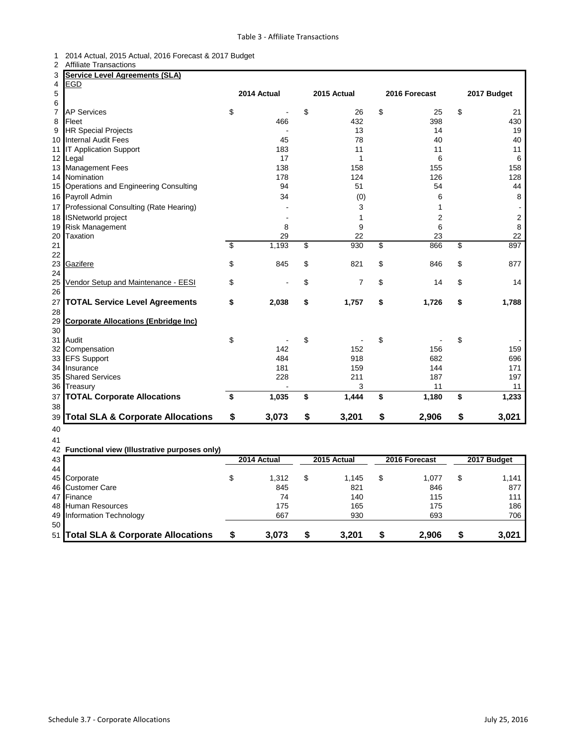Table 3 - Affiliate Transactions

2014 Actual, 2015 Actual, 2016 Forecast & 2017 Budget
Affiliate Transactions

| Service Level Agreements (SLA) | 2014 Actual | 2015 Actual | 2016 Forecast | 2017 Budget |
|---|---|---|---|---|
| EGD | | | | |
| AP Services | $ - | $ 26 | $ 25 | $ 21 |
| Fleet | 466 | 432 | 398 | 430 |
| HR Special Projects | - | 13 | 14 | 19 |
| Internal Audit Fees | 45 | 78 | 40 | 40 |
| IT Application Support | 183 | 11 | 11 | 11 |
| Legal | 17 | 1 | 6 | 6 |
| Management Fees | 138 | 158 | 155 | 158 |
| Nomination | 178 | 124 | 126 | 128 |
| Operations and Engineering Consulting | 94 | 51 | 54 | 44 |
| Payroll Admin | 34 | (0) | 6 | 8 |
| Professional Consulting (Rate Hearing) | - | 3 | 1 | - |
| ISNetworld project | - | 1 | 2 | 2 |
| Risk Management | 8 | 9 | 6 | 8 |
| Taxation | 29 | 22 | 23 | 22 |
| | $ 1,193 | $ 930 | $ 866 | $ 897 |
| Gazifere | $ 845 | $ 821 | $ 846 | $ 877 |
| Vendor Setup and Maintenance - EESI | $ - | $ 7 | $ 14 | $ 14 |
| **TOTAL Service Level Agreements** | **$ 2,038** | **$ 1,757** | **$ 1,726** | **$ 1,788** |
| **Corporate Allocations (Enbridge Inc)** | | | | |
| Audit | $ - | $ - | $ - | $ - |
| Compensation | 142 | 152 | 156 | 159 |
| EFS Support | 484 | 918 | 682 | 696 |
| Insurance | 181 | 159 | 144 | 171 |
| Shared Services | 228 | 211 | 187 | 197 |
| Treasury | - | 3 | 11 | 11 |
| **TOTAL Corporate Allocations** | **$ 1,035** | **$ 1,444** | **$ 1,180** | **$ 1,233** |
| **Total SLA & Corporate Allocations** | **$ 3,073** | **$ 3,201** | **$ 2,906** | **$ 3,021** |

**Functional view (Illustrative purposes only)**

| | 2014 Actual | 2015 Actual | 2016 Forecast | 2017 Budget |
|---|---|---|---|---|
| Corporate | $ 1,312 | $ 1,145 | $ 1,077 | $ 1,141 |
| Customer Care | 845 | 821 | 846 | 877 |
| Finance | 74 | 140 | 115 | 111 |
| Human Resources | 175 | 165 | 175 | 186 |
| Information Technology | 667 | 930 | 693 | 706 |
| **Total SLA & Corporate Allocations** | **$ 3,073** | **$ 3,201** | **$ 2,906** | **$ 3,021** |

Schedule 3.7 - Corporate Allocations July 25, 2016